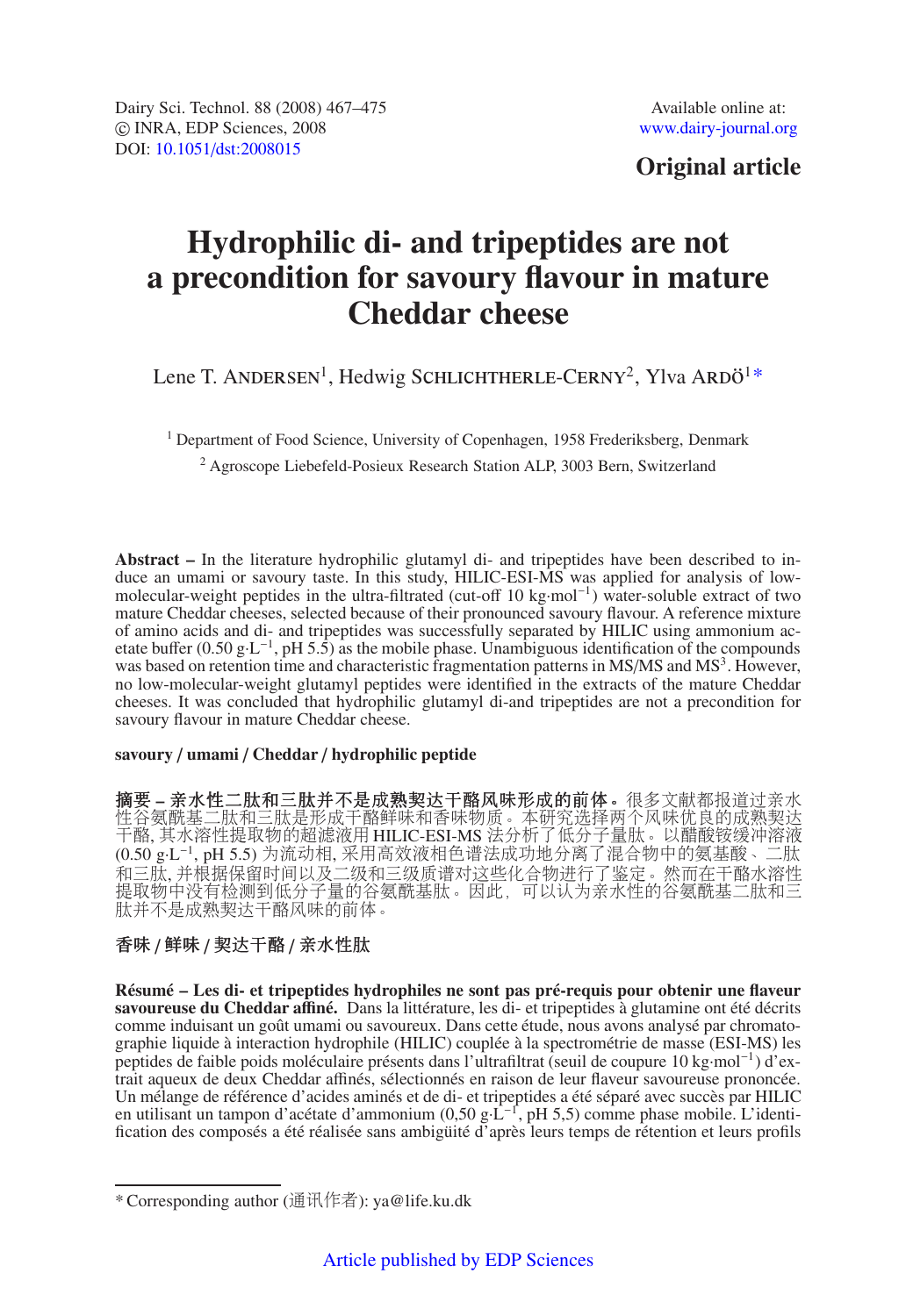# **Original article**

# **Hydrophilic di- and tripeptides are not a precondition for savoury flavour in mature Cheddar cheese**

Lene T. ANDERSEN<sup>1</sup>, Hedwig SCHLICHTHERLE-CERNY<sup>2</sup>, Ylva ARD $\ddot{o}^{1*}$ 

<sup>1</sup> Department of Food Science, University of Copenhagen, 1958 Frederiksberg, Denmark <sup>2</sup> Agroscope Liebefeld-Posieux Research Station ALP, 3003 Bern, Switzerland

**Abstract –** In the literature hydrophilic glutamyl di- and tripeptides have been described to induce an umami or savoury taste. In this study, HILIC-ESI-MS was applied for analysis of lowmolecular-weight peptides in the ultra-filtrated (cut-off 10 kg·mol−1) water-soluble extract of two mature Cheddar cheeses, selected because of their pronounced savoury flavour. A reference mixture of amino acids and di- and tripeptides was successfully separated by HILIC using ammonium acetate buffer (0.50 g·L<sup>−1</sup>, pH 5.5) as the mobile phase. Unambiguous identification of the compounds was based on retention time and characteristic fragmentation patterns in  $MS/MS$  and  $MS<sup>3</sup>$ . However, no low-molecular-weight glutamyl peptides were identified in the extracts of the mature Cheddar cheeses. It was concluded that hydrophilic glutamyl di-and tripeptides are not a precondition for savoury flavour in mature Cheddar cheese.

# **savoury** / **umami** / **Cheddar** / **hydrophilic peptide**

摘要 **–** 亲水性二肽和三肽并不是成熟契达干酪风味形成的前体。很多文献都报道过亲水 性谷氨酰基二肽和三肽是形成干酪鲜味和香味物质。本研究选择两个风味优良的成熟契达 干酪, 其水溶性提取物的超滤液用 HILIC-ESI-MS 法分析了低分子量肽。以醋酸铵缓冲溶液 (0.50 g·L−1, pH 5.5) 为流动相, 采用高效液相色谱法成功地分离了混合物中的氨基酸、二肽 和三肽, 并根据保留时间以及二级和三级质谱对这些化合物进行了鉴定。然而在干酪水溶性 提取物中没有检测到低分子量的谷氨酰基肽。因此,可以认为亲水性的谷氨酰基二肽和三 肽并不是成熟契达干酪风味的前体。

# 香味 / 鲜味 / 契达干酪 / 亲水性肽

**Résumé – Les di- et tripeptides hydrophiles ne sont pas pré-requis pour obtenir une flaveur savoureuse du Cheddar a**ffi**né.** Dans la littérature, les di- et tripeptides à glutamine ont été décrits comme induisant un goût umami ou savoureux. Dans cette étude, nous avons analysé par chromatographie liquide à interaction hydrophile (HILIC) couplée à la spectrométrie de masse (ESI-MS) les peptides de faible poids moléculaire présents dans l'ultrafiltrat (seuil de coupure 10 kg·mol−1) d'extrait aqueux de deux Cheddar affinés, sélectionnés en raison de leur flaveur savoureuse prononcée. Un mélange de référence d'acides aminés et de di- et tripeptides a été séparé avec succès par HILIC en utilisant un tampon d'acétate d'ammonium (0,50 g·L<sup>−1</sup>, pH 5,5) comme phase mobile. L'identification des composés a été réalisée sans ambigüité d'après leurs temps de rétention et leurs profils

<sup>\*</sup> Corresponding author (通讯作者): ya@life.ku.dk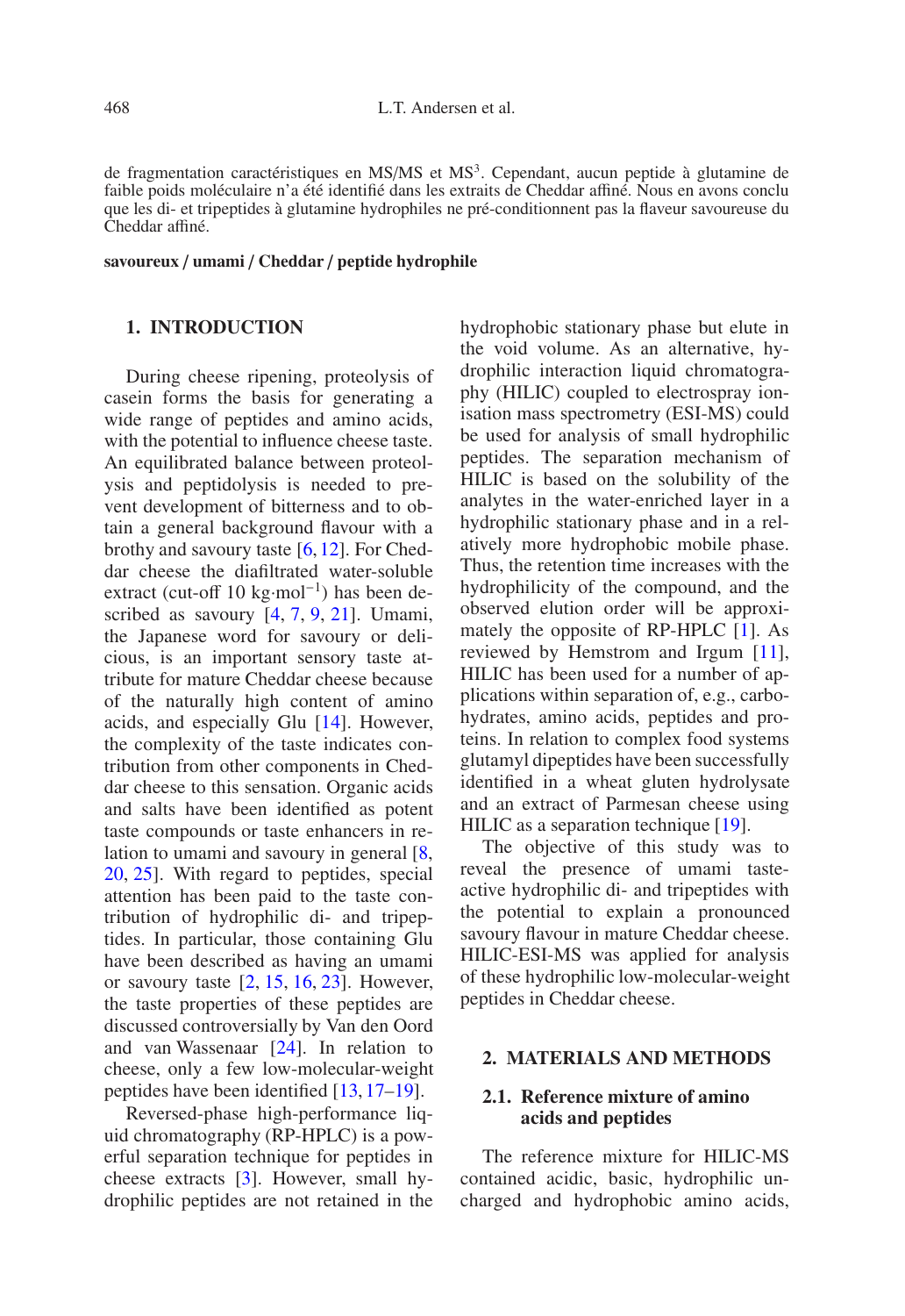de fragmentation caractéristiques en MS/MS et MS<sup>3</sup>. Cependant, aucun peptide à glutamine de faible poids moléculaire n'a été identifié dans les extraits de Cheddar affiné. Nous en avons conclu que les di- et tripeptides à glutamine hydrophiles ne pré-conditionnent pas la flaveur savoureuse du Cheddar affiné.

#### **savoureux** / **umami** / **Cheddar** / **peptide hydrophile**

# **1. INTRODUCTION**

During cheese ripening, proteolysis of casein forms the basis for generating a wide range of peptides and amino acids, with the potential to influence cheese taste. An equilibrated balance between proteolysis and peptidolysis is needed to prevent development of bitterness and to obtain a general background flavour with a brothy and savoury taste [\[6,](#page-8-0)[12](#page-8-1)]. For Cheddar cheese the diafiltrated water-soluble extract (cut-off 10 kg·mol<sup>-1</sup>) has been de-scribed as savoury [\[4,](#page-8-2) [7](#page-8-3), [9,](#page-8-4) [21\]](#page-8-5). Umami, the Japanese word for savoury or delicious, is an important sensory taste attribute for mature Cheddar cheese because of the naturally high content of amino acids, and especially Glu [\[14](#page-8-6)]. However, the complexity of the taste indicates contribution from other components in Cheddar cheese to this sensation. Organic acids and salts have been identified as potent taste compounds or taste enhancers in relation to umami and savoury in general [\[8,](#page-8-7) [20,](#page-8-8) [25\]](#page-8-9). With regard to peptides, special attention has been paid to the taste contribution of hydrophilic di- and tripeptides. In particular, those containing Glu have been described as having an umami or savoury taste  $[2, 15, 16, 23]$  $[2, 15, 16, 23]$  $[2, 15, 16, 23]$  $[2, 15, 16, 23]$  $[2, 15, 16, 23]$  $[2, 15, 16, 23]$  $[2, 15, 16, 23]$  $[2, 15, 16, 23]$ . However, the taste properties of these peptides are discussed controversially by Van den Oord and van Wassenaar [\[24\]](#page-8-14). In relation to cheese, only a few low-molecular-weight peptides have been identified [\[13](#page-8-15), [17](#page-8-16)[–19\]](#page-8-17).

Reversed-phase high-performance liquid chromatography (RP-HPLC) is a powerful separation technique for peptides in cheese extracts [\[3\]](#page-8-18). However, small hydrophilic peptides are not retained in the hydrophobic stationary phase but elute in the void volume. As an alternative, hydrophilic interaction liquid chromatography (HILIC) coupled to electrospray ionisation mass spectrometry (ESI-MS) could be used for analysis of small hydrophilic peptides. The separation mechanism of HILIC is based on the solubility of the analytes in the water-enriched layer in a hydrophilic stationary phase and in a relatively more hydrophobic mobile phase. Thus, the retention time increases with the hydrophilicity of the compound, and the observed elution order will be approximately the opposite of RP-HPLC [\[1\]](#page-7-0). As reviewed by Hemstrom and Irgum [\[11\]](#page-8-19), HILIC has been used for a number of applications within separation of, e.g., carbohydrates, amino acids, peptides and proteins. In relation to complex food systems glutamyl dipeptides have been successfully identified in a wheat gluten hydrolysate and an extract of Parmesan cheese using HILIC as a separation technique [\[19\]](#page-8-17).

The objective of this study was to reveal the presence of umami tasteactive hydrophilic di- and tripeptides with the potential to explain a pronounced savoury flavour in mature Cheddar cheese. HILIC-ESI-MS was applied for analysis of these hydrophilic low-molecular-weight peptides in Cheddar cheese.

#### **2. MATERIALS AND METHODS**

### **2.1. Reference mixture of amino acids and peptides**

The reference mixture for HILIC-MS contained acidic, basic, hydrophilic uncharged and hydrophobic amino acids,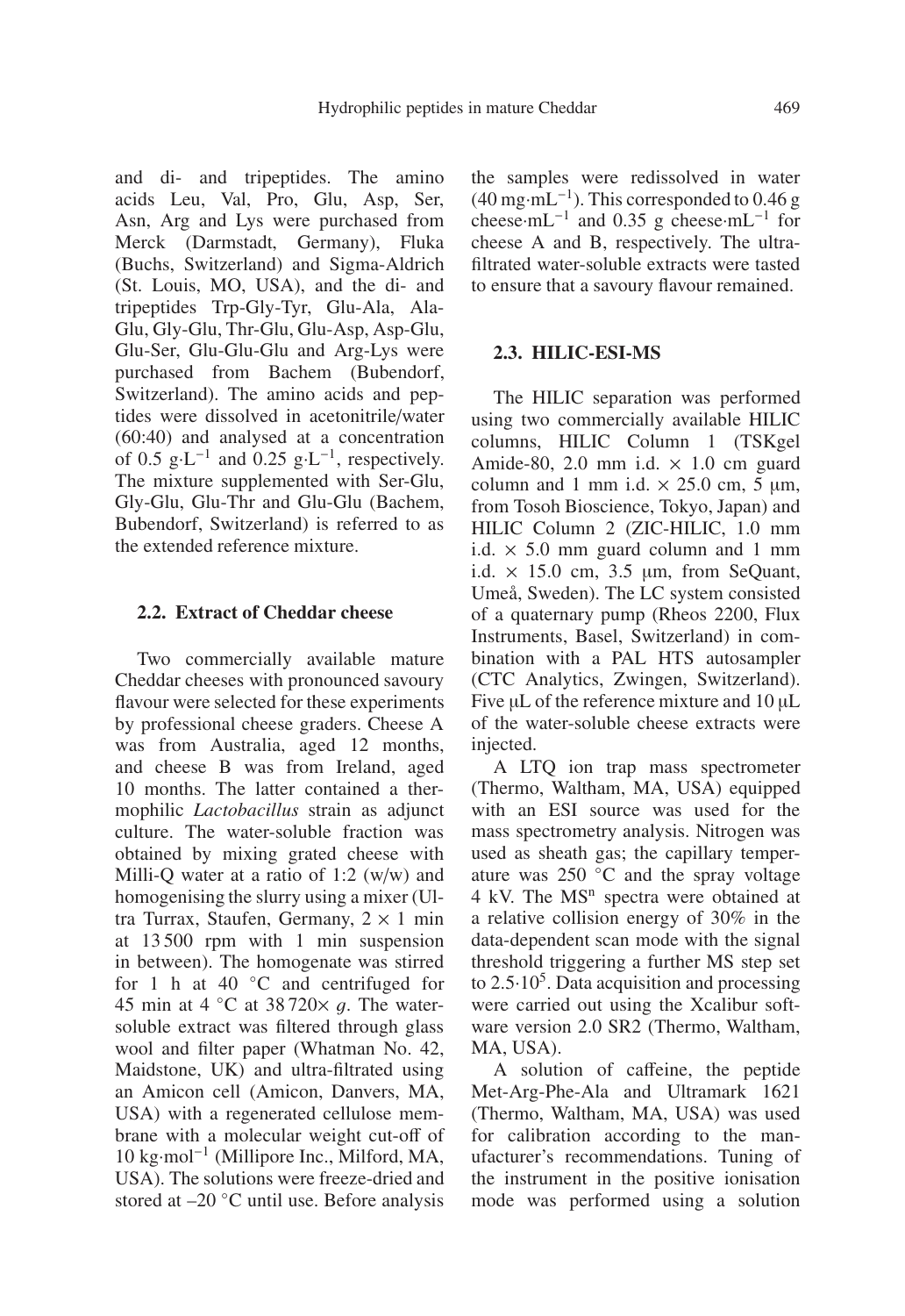and di- and tripeptides. The amino acids Leu, Val, Pro, Glu, Asp, Ser, Asn, Arg and Lys were purchased from Merck (Darmstadt, Germany), Fluka (Buchs, Switzerland) and Sigma-Aldrich (St. Louis, MO, USA), and the di- and tripeptides Trp-Gly-Tyr, Glu-Ala, Ala-Glu, Gly-Glu, Thr-Glu, Glu-Asp, Asp-Glu, Glu-Ser, Glu-Glu-Glu and Arg-Lys were purchased from Bachem (Bubendorf, Switzerland). The amino acids and peptides were dissolved in acetonitrile/water (60:40) and analysed at a concentration of 0.5 g⋅L<sup>-1</sup> and 0.25 g⋅L<sup>-1</sup>, respectively. The mixture supplemented with Ser-Glu, Gly-Glu, Glu-Thr and Glu-Glu (Bachem, Bubendorf, Switzerland) is referred to as the extended reference mixture.

#### **2.2. Extract of Cheddar cheese**

Two commercially available mature Cheddar cheeses with pronounced savoury flavour were selected for these experiments by professional cheese graders. Cheese A was from Australia, aged 12 months, and cheese B was from Ireland, aged 10 months. The latter contained a thermophilic *Lactobacillus* strain as adjunct culture. The water-soluble fraction was obtained by mixing grated cheese with Milli-Q water at a ratio of 1:2 (w/w) and homogenising the slurry using a mixer (Ultra Turrax, Staufen, Germany,  $2 \times 1$  min at 13 500 rpm with 1 min suspension in between). The homogenate was stirred for 1 h at 40  $\degree$ C and centrifuged for 45 min at 4  $\degree$ C at 38 720 $\times$  q. The watersoluble extract was filtered through glass wool and filter paper (Whatman No. 42, Maidstone, UK) and ultra-filtrated using an Amicon cell (Amicon, Danvers, MA, USA) with a regenerated cellulose membrane with a molecular weight cut-off of 10 kg·mol−<sup>1</sup> (Millipore Inc., Milford, MA, USA). The solutions were freeze-dried and stored at –20 ◦C until use. Before analysis the samples were redissolved in water (40 mg·mL−1). This corresponded to 0.46 g cheese $\cdot$ mL<sup>-1</sup> and 0.35 g cheese $\cdot$ mL<sup>-1</sup> for cheese A and B, respectively. The ultrafiltrated water-soluble extracts were tasted to ensure that a savoury flavour remained.

#### **2.3. HILIC-ESI-MS**

The HILIC separation was performed using two commercially available HILIC columns, HILIC Column 1 (TSKgel Amide-80, 2.0 mm i.d.  $\times$  1.0 cm guard column and 1 mm i.d.  $\times$  25.0 cm, 5 µm, from Tosoh Bioscience, Tokyo, Japan) and HILIC Column 2 (ZIC-HILIC, 1.0 mm i.d.  $\times$  5.0 mm guard column and 1 mm i.d.  $\times$  15.0 cm, 3.5 µm, from SeQuant, Umeå, Sweden). The LC system consisted of a quaternary pump (Rheos 2200, Flux Instruments, Basel, Switzerland) in combination with a PAL HTS autosampler (CTC Analytics, Zwingen, Switzerland). Five μL of the reference mixture and 10 μL of the water-soluble cheese extracts were injected.

A LTQ ion trap mass spectrometer (Thermo, Waltham, MA, USA) equipped with an ESI source was used for the mass spectrometry analysis. Nitrogen was used as sheath gas; the capillary temperature was 250 ◦C and the spray voltage 4 kV. The MS<sup>n</sup> spectra were obtained at a relative collision energy of 30% in the data-dependent scan mode with the signal threshold triggering a further MS step set to  $2.5 \cdot 10^5$ . Data acquisition and processing were carried out using the Xcalibur software version 2.0 SR2 (Thermo, Waltham, MA, USA).

A solution of caffeine, the peptide Met-Arg-Phe-Ala and Ultramark 1621 (Thermo, Waltham, MA, USA) was used for calibration according to the manufacturer's recommendations. Tuning of the instrument in the positive ionisation mode was performed using a solution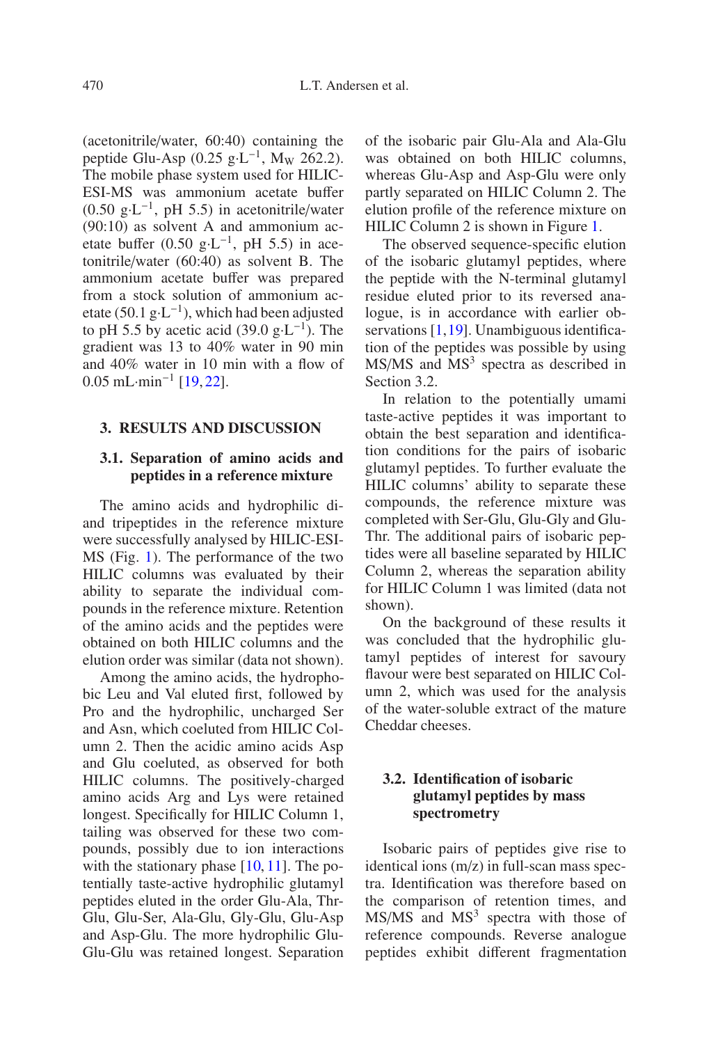(acetonitrile/water, 60:40) containing the peptide Glu-Asp (0.25 g⋅L<sup>-1</sup>, M<sub>W</sub> 262.2). The mobile phase system used for HILIC-ESI-MS was ammonium acetate buffer  $(0.50 \text{ g} \cdot \text{L}^{-1}, \text{ pH } 5.5)$  in acetonitrile/water (90:10) as solvent A and ammonium acetate buffer (0.50 g⋅L<sup>-1</sup>, pH 5.5) in acetonitrile/water (60:40) as solvent B. The ammonium acetate buffer was prepared from a stock solution of ammonium acetate (50.1 g⋅L<sup>-1</sup>), which had been adjusted to pH 5.5 by acetic acid (39.0 g⋅L<sup>-1</sup>). The gradient was 13 to 40% water in 90 min and 40% water in 10 min with a flow of 0.05 mL·min−<sup>1</sup> [\[19,](#page-8-17) [22\]](#page-8-20).

#### **3. RESULTS AND DISCUSSION**

## **3.1. Separation of amino acids and peptides in a reference mixture**

The amino acids and hydrophilic diand tripeptides in the reference mixture were successfully analysed by HILIC-ESI-MS (Fig. [1\)](#page-4-0). The performance of the two HILIC columns was evaluated by their ability to separate the individual compounds in the reference mixture. Retention of the amino acids and the peptides were obtained on both HILIC columns and the elution order was similar (data not shown).

Among the amino acids, the hydrophobic Leu and Val eluted first, followed by Pro and the hydrophilic, uncharged Ser and Asn, which coeluted from HILIC Column 2. Then the acidic amino acids Asp and Glu coeluted, as observed for both HILIC columns. The positively-charged amino acids Arg and Lys were retained longest. Specifically for HILIC Column 1, tailing was observed for these two compounds, possibly due to ion interactions with the stationary phase  $[10, 11]$  $[10, 11]$  $[10, 11]$ . The potentially taste-active hydrophilic glutamyl peptides eluted in the order Glu-Ala, Thr-Glu, Glu-Ser, Ala-Glu, Gly-Glu, Glu-Asp and Asp-Glu. The more hydrophilic Glu-Glu-Glu was retained longest. Separation of the isobaric pair Glu-Ala and Ala-Glu was obtained on both HILIC columns, whereas Glu-Asp and Asp-Glu were only partly separated on HILIC Column 2. The elution profile of the reference mixture on HILIC Column 2 is shown in Figure [1.](#page-4-0)

The observed sequence-specific elution of the isobaric glutamyl peptides, where the peptide with the N-terminal glutamyl residue eluted prior to its reversed analogue, is in accordance with earlier ob-servations [\[1,](#page-7-0)[19\]](#page-8-17). Unambiguous identification of the peptides was possible by using  $MS/MS$  and  $MS<sup>3</sup>$  spectra as described in Section 3.2.

In relation to the potentially umami taste-active peptides it was important to obtain the best separation and identification conditions for the pairs of isobaric glutamyl peptides. To further evaluate the HILIC columns' ability to separate these compounds, the reference mixture was completed with Ser-Glu, Glu-Gly and Glu-Thr. The additional pairs of isobaric peptides were all baseline separated by HILIC Column 2, whereas the separation ability for HILIC Column 1 was limited (data not shown).

On the background of these results it was concluded that the hydrophilic glutamyl peptides of interest for savoury flavour were best separated on HILIC Column 2, which was used for the analysis of the water-soluble extract of the mature Cheddar cheeses.

# **3.2. Identification of isobaric glutamyl peptides by mass spectrometry**

Isobaric pairs of peptides give rise to identical ions (m/z) in full-scan mass spectra. Identification was therefore based on the comparison of retention times, and  $MS/MS$  and  $MS<sup>3</sup>$  spectra with those of reference compounds. Reverse analogue peptides exhibit different fragmentation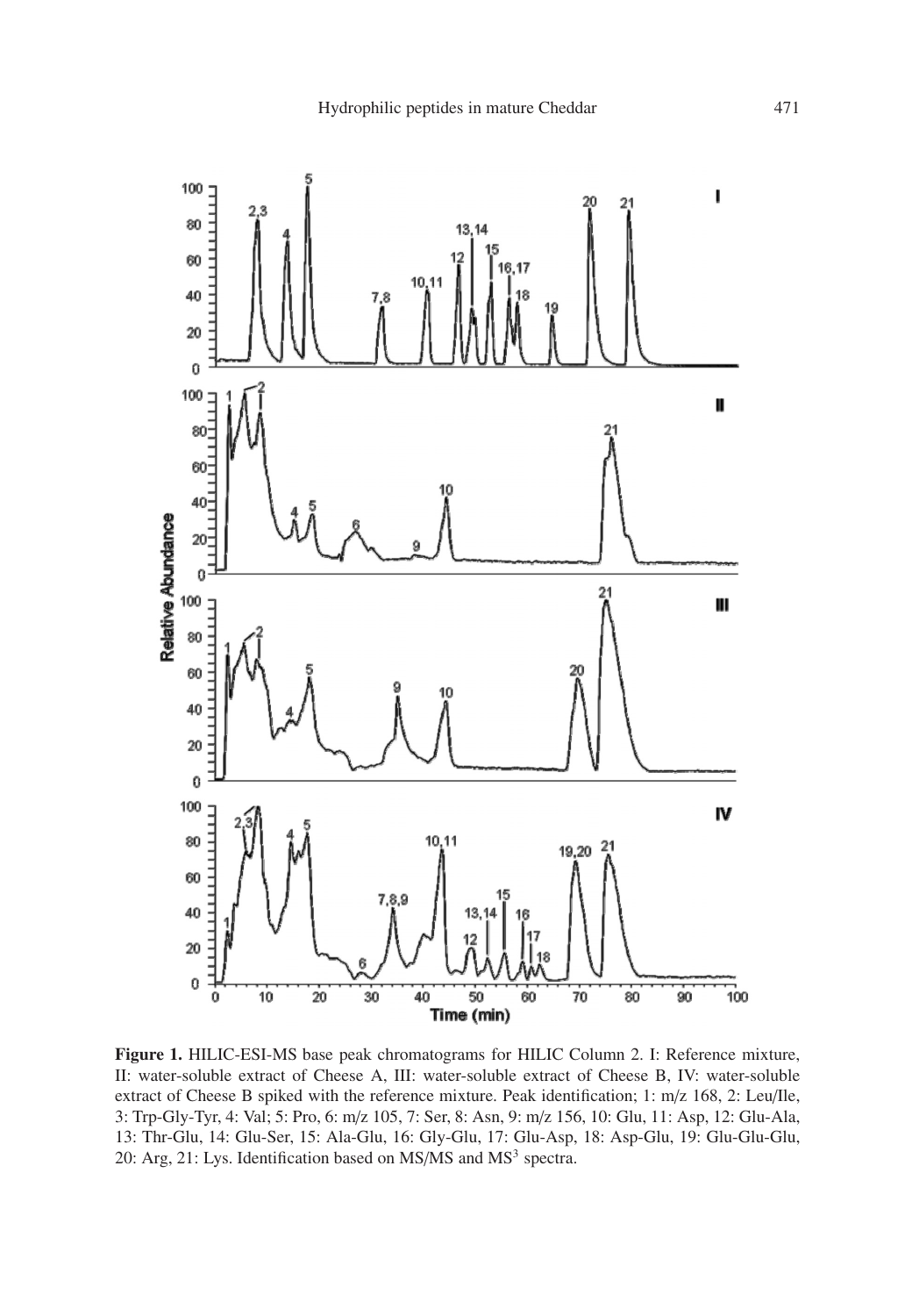

<span id="page-4-0"></span>**Figure 1.** HILIC-ESI-MS base peak chromatograms for HILIC Column 2. I: Reference mixture, II: water-soluble extract of Cheese A, III: water-soluble extract of Cheese B, IV: water-soluble extract of Cheese B spiked with the reference mixture. Peak identification; 1: m/z 168, 2: Leu/Ile, 3: Trp-Gly-Tyr, 4: Val; 5: Pro, 6: m/z 105, 7: Ser, 8: Asn, 9: m/z 156, 10: Glu, 11: Asp, 12: Glu-Ala, 13: Thr-Glu, 14: Glu-Ser, 15: Ala-Glu, 16: Gly-Glu, 17: Glu-Asp, 18: Asp-Glu, 19: Glu-Glu-Glu, 20: Arg, 21: Lys. Identification based on MS/MS and MS<sup>3</sup> spectra.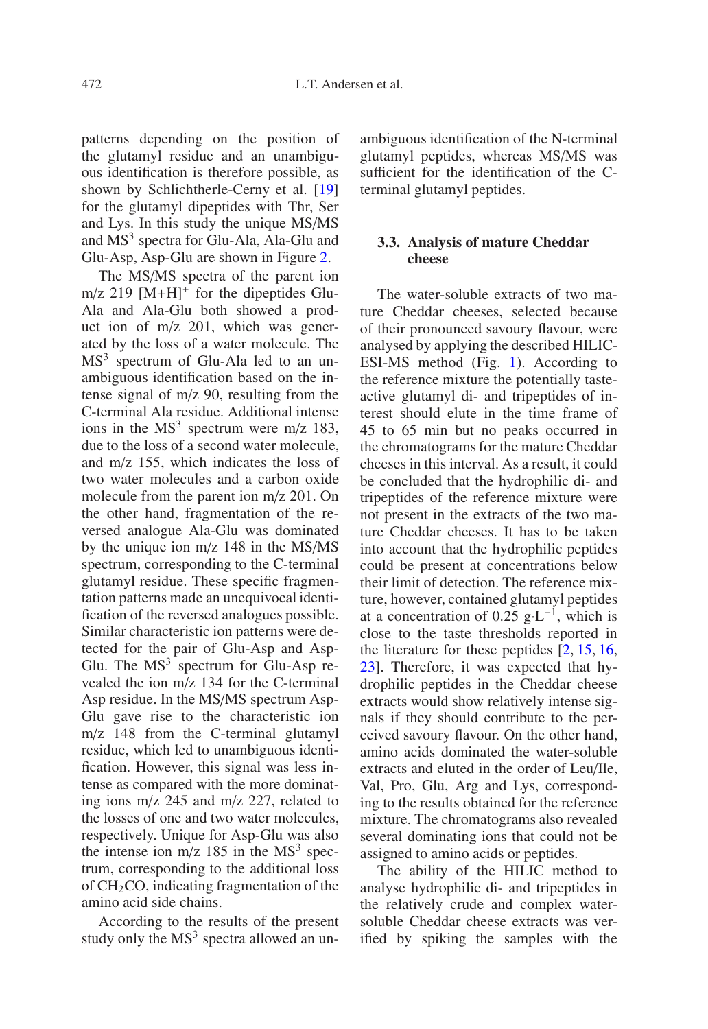patterns depending on the position of the glutamyl residue and an unambiguous identification is therefore possible, as shown by Schlichtherle-Cerny et al. [\[19\]](#page-8-17) for the glutamyl dipeptides with Thr, Ser and Lys. In this study the unique MS/MS and  $MS<sup>3</sup>$  spectra for Glu-Ala, Ala-Glu and Glu-Asp, Asp-Glu are shown in Figure [2.](#page-6-0)

The MS/MS spectra of the parent ion  $m/z$  219  $[M+H]$ <sup>+</sup> for the dipeptides Glu-Ala and Ala-Glu both showed a product ion of m/z 201, which was generated by the loss of a water molecule. The  $MS<sup>3</sup>$  spectrum of Glu-Ala led to an unambiguous identification based on the intense signal of m/z 90, resulting from the C-terminal Ala residue. Additional intense ions in the  $MS<sup>3</sup>$  spectrum were m/z 183, due to the loss of a second water molecule, and m/z 155, which indicates the loss of two water molecules and a carbon oxide molecule from the parent ion m/z 201. On the other hand, fragmentation of the reversed analogue Ala-Glu was dominated by the unique ion m/z 148 in the MS/MS spectrum, corresponding to the C-terminal glutamyl residue. These specific fragmentation patterns made an unequivocal identification of the reversed analogues possible. Similar characteristic ion patterns were detected for the pair of Glu-Asp and Asp-Glu. The  $MS<sup>3</sup>$  spectrum for Glu-Asp revealed the ion m/z 134 for the C-terminal Asp residue. In the MS/MS spectrum Asp-Glu gave rise to the characteristic ion m/z 148 from the C-terminal glutamyl residue, which led to unambiguous identification. However, this signal was less intense as compared with the more dominating ions m/z 245 and m/z 227, related to the losses of one and two water molecules, respectively. Unique for Asp-Glu was also the intense ion m/z  $185$  in the MS<sup>3</sup> spectrum, corresponding to the additional loss of  $CH<sub>2</sub>CO$ , indicating fragmentation of the amino acid side chains.

According to the results of the present study only the  $MS<sup>3</sup>$  spectra allowed an unambiguous identification of the N-terminal glutamyl peptides, whereas MS/MS was sufficient for the identification of the Cterminal glutamyl peptides.

#### **3.3. Analysis of mature Cheddar cheese**

The water-soluble extracts of two mature Cheddar cheeses, selected because of their pronounced savoury flavour, were analysed by applying the described HILIC-ESI-MS method (Fig. [1\)](#page-4-0). According to the reference mixture the potentially tasteactive glutamyl di- and tripeptides of interest should elute in the time frame of 45 to 65 min but no peaks occurred in the chromatograms for the mature Cheddar cheeses in this interval. As a result, it could be concluded that the hydrophilic di- and tripeptides of the reference mixture were not present in the extracts of the two mature Cheddar cheeses. It has to be taken into account that the hydrophilic peptides could be present at concentrations below their limit of detection. The reference mixture, however, contained glutamyl peptides at a concentration of 0.25 g⋅L<sup>-1</sup>, which is close to the taste thresholds reported in the literature for these peptides [\[2,](#page-8-10) [15](#page-8-11), [16,](#page-8-12) [23](#page-8-13)]. Therefore, it was expected that hydrophilic peptides in the Cheddar cheese extracts would show relatively intense signals if they should contribute to the perceived savoury flavour. On the other hand, amino acids dominated the water-soluble extracts and eluted in the order of Leu/Ile, Val, Pro, Glu, Arg and Lys, corresponding to the results obtained for the reference mixture. The chromatograms also revealed several dominating ions that could not be assigned to amino acids or peptides.

The ability of the HILIC method to analyse hydrophilic di- and tripeptides in the relatively crude and complex watersoluble Cheddar cheese extracts was verified by spiking the samples with the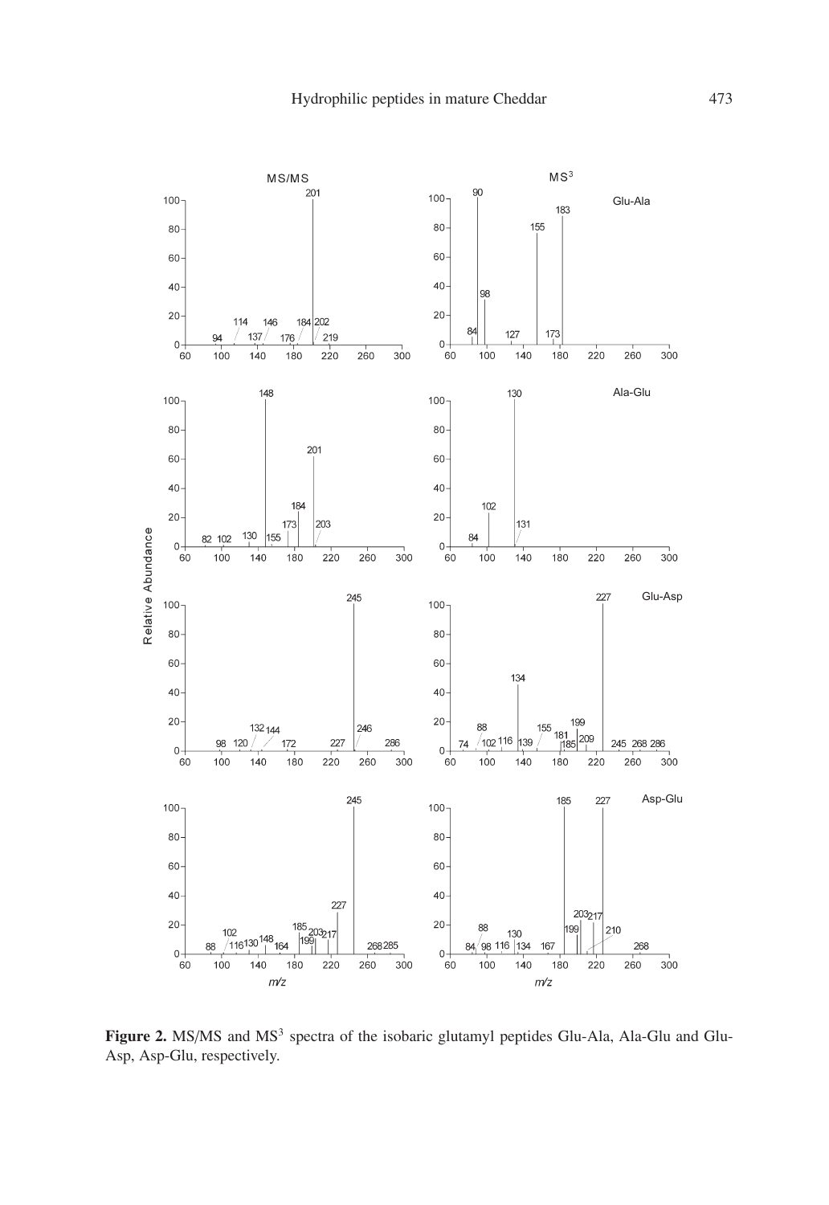

<span id="page-6-0"></span>Figure 2. MS/MS and MS<sup>3</sup> spectra of the isobaric glutamyl peptides Glu-Ala, Ala-Glu and Glu-Asp, Asp-Glu, respectively.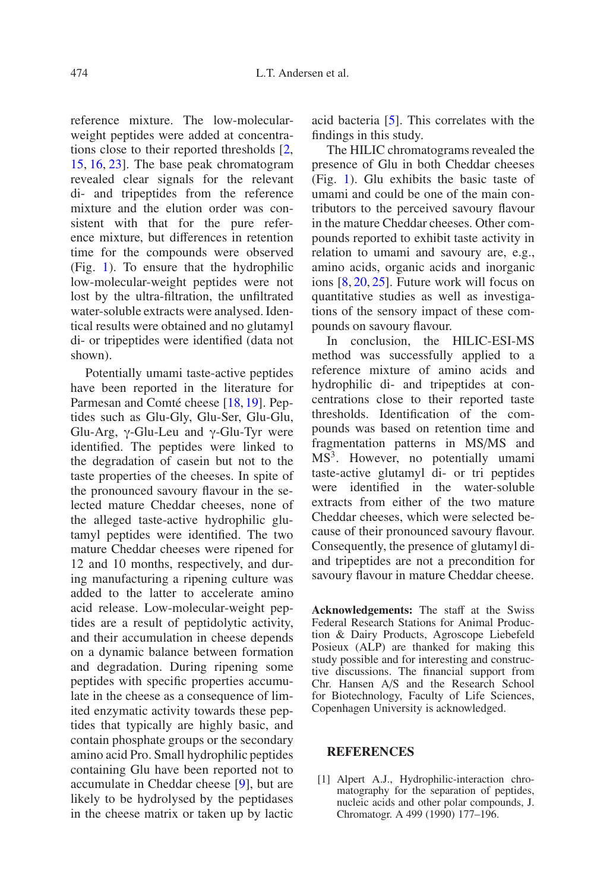reference mixture. The low-molecularweight peptides were added at concentrations close to their reported thresholds [\[2,](#page-8-10) [15,](#page-8-11) [16](#page-8-12), [23\]](#page-8-13). The base peak chromatogram revealed clear signals for the relevant di- and tripeptides from the reference mixture and the elution order was consistent with that for the pure reference mixture, but differences in retention time for the compounds were observed (Fig. [1\)](#page-4-0). To ensure that the hydrophilic low-molecular-weight peptides were not lost by the ultra-filtration, the unfiltrated water-soluble extracts were analysed. Identical results were obtained and no glutamyl di- or tripeptides were identified (data not shown).

Potentially umami taste-active peptides have been reported in the literature for Parmesan and Comté cheese [\[18,](#page-8-22) [19](#page-8-17)]. Peptides such as Glu-Gly, Glu-Ser, Glu-Glu, Glu-Arg, γ-Glu-Leu and γ-Glu-Tyr were identified. The peptides were linked to the degradation of casein but not to the taste properties of the cheeses. In spite of the pronounced savoury flavour in the selected mature Cheddar cheeses, none of the alleged taste-active hydrophilic glutamyl peptides were identified. The two mature Cheddar cheeses were ripened for 12 and 10 months, respectively, and during manufacturing a ripening culture was added to the latter to accelerate amino acid release. Low-molecular-weight peptides are a result of peptidolytic activity, and their accumulation in cheese depends on a dynamic balance between formation and degradation. During ripening some peptides with specific properties accumulate in the cheese as a consequence of limited enzymatic activity towards these peptides that typically are highly basic, and contain phosphate groups or the secondary amino acid Pro. Small hydrophilic peptides containing Glu have been reported not to accumulate in Cheddar cheese [\[9\]](#page-8-4), but are likely to be hydrolysed by the peptidases in the cheese matrix or taken up by lactic acid bacteria [\[5\]](#page-8-23). This correlates with the findings in this study.

The HILIC chromatograms revealed the presence of Glu in both Cheddar cheeses (Fig. [1\)](#page-4-0). Glu exhibits the basic taste of umami and could be one of the main contributors to the perceived savoury flavour in the mature Cheddar cheeses. Other compounds reported to exhibit taste activity in relation to umami and savoury are, e.g., amino acids, organic acids and inorganic ions [\[8](#page-8-7), [20](#page-8-8), [25](#page-8-9)]. Future work will focus on quantitative studies as well as investigations of the sensory impact of these compounds on savoury flavour.

In conclusion, the HILIC-ESI-MS method was successfully applied to a reference mixture of amino acids and hydrophilic di- and tripeptides at concentrations close to their reported taste thresholds. Identification of the compounds was based on retention time and fragmentation patterns in MS/MS and MS<sup>3</sup>. However, no potentially umami taste-active glutamyl di- or tri peptides were identified in the water-soluble extracts from either of the two mature Cheddar cheeses, which were selected because of their pronounced savoury flavour. Consequently, the presence of glutamyl diand tripeptides are not a precondition for savoury flavour in mature Cheddar cheese.

**Acknowledgements:** The staff at the Swiss Federal Research Stations for Animal Production & Dairy Products, Agroscope Liebefeld Posieux (ALP) are thanked for making this study possible and for interesting and constructive discussions. The financial support from Chr. Hansen A/S and the Research School for Biotechnology, Faculty of Life Sciences, Copenhagen University is acknowledged.

#### **REFERENCES**

<span id="page-7-0"></span>[1] Alpert A.J., Hydrophilic-interaction chromatography for the separation of peptides, nucleic acids and other polar compounds, J. Chromatogr. A 499 (1990) 177–196.